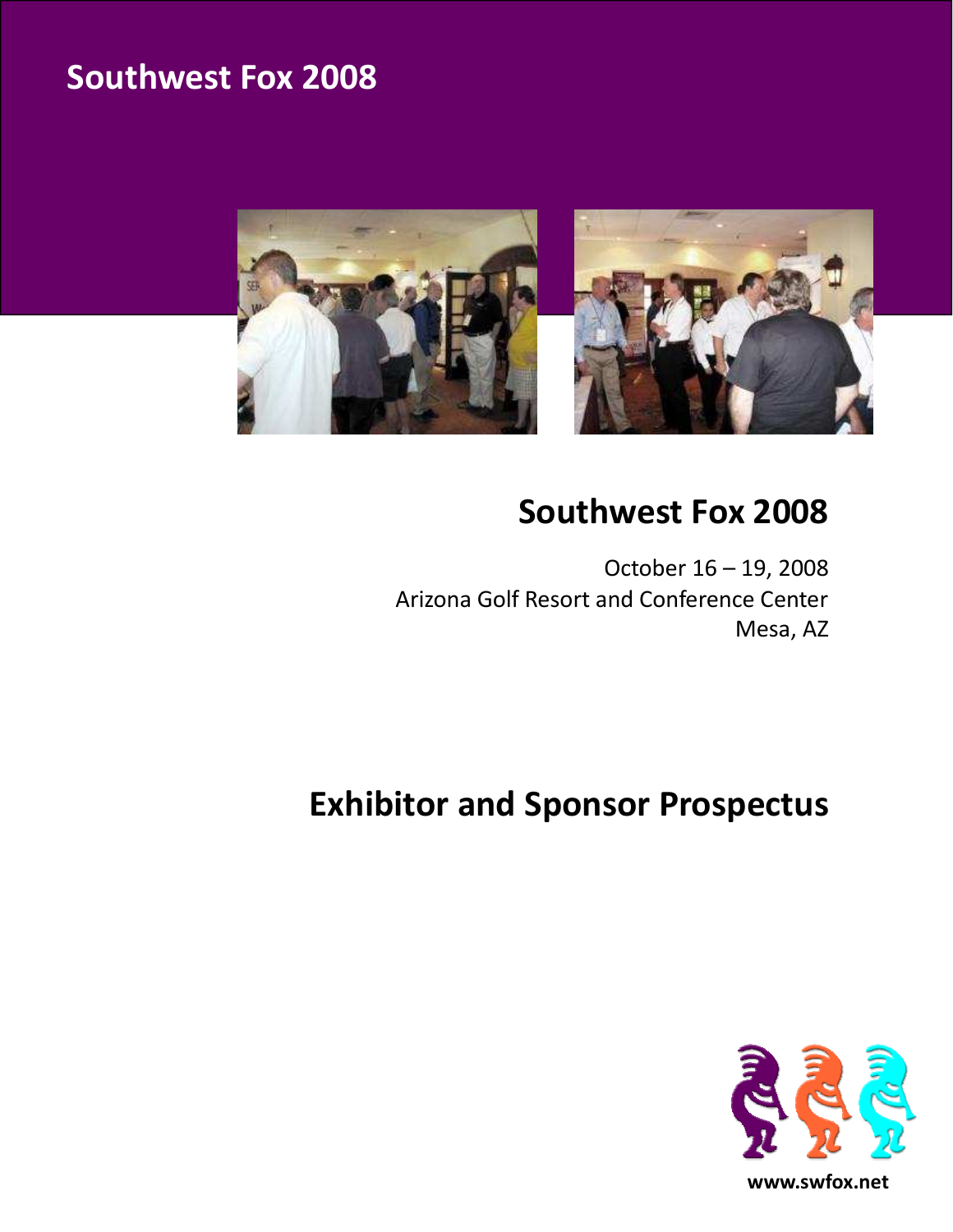# Southwest Fox 2008

## Southwest Fox 2008

October 16 – 19, 2008
Arizona Golf Resort and Conference Center
Mesa, AZ

# Exhibitor and Sponsor Prospectus

www.swfox.net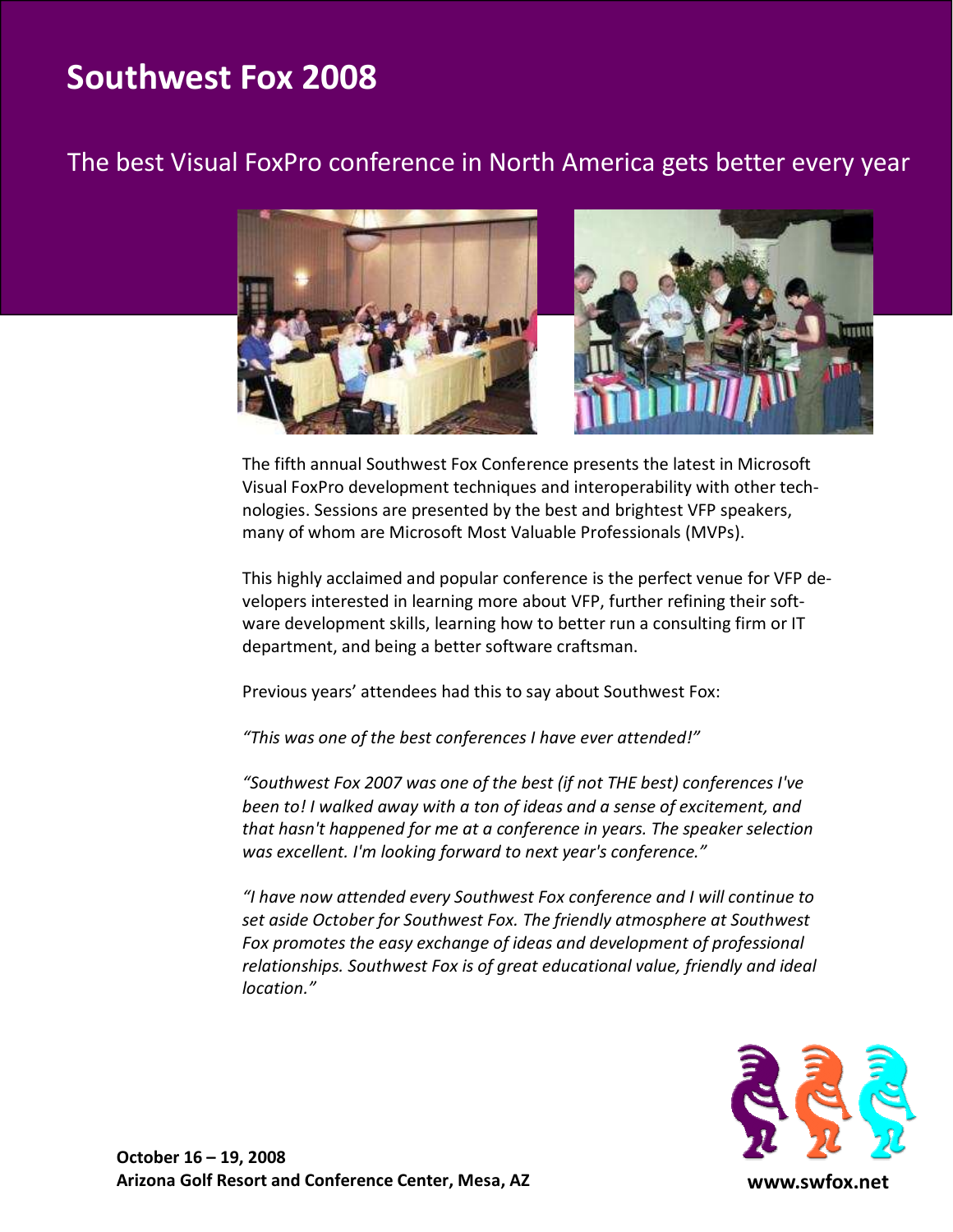# Southwest Fox 2008

## The best Visual FoxPro conference in North America gets better every year

The fifth annual Southwest Fox Conference presents the latest in Microsoft Visual FoxPro development techniques and interoperability with other technologies. Sessions are presented by the best and brightest VFP speakers, many of whom are Microsoft Most Valuable Professionals (MVPs).

This highly acclaimed and popular conference is the perfect venue for VFP developers interested in learning more about VFP, further refining their software development skills, learning how to better run a consulting firm or IT department, and being a better software craftsman.

Previous years' attendees had this to say about Southwest Fox:

*"This was one of the best conferences I have ever attended!"*

*"Southwest Fox 2007 was one of the best (if not THE best) conferences I've been to! I walked away with a ton of ideas and a sense of excitement, and that hasn't happened for me at a conference in years. The speaker selection was excellent. I'm looking forward to next year's conference."*

*"I have now attended every Southwest Fox conference and I will continue to set aside October for Southwest Fox. The friendly atmosphere at Southwest Fox promotes the easy exchange of ideas and development of professional relationships. Southwest Fox is of great educational value, friendly and ideal location."*

**October 16 – 19, 2008**
**Arizona Golf Resort and Conference Center, Mesa, AZ**

**www.swfox.net**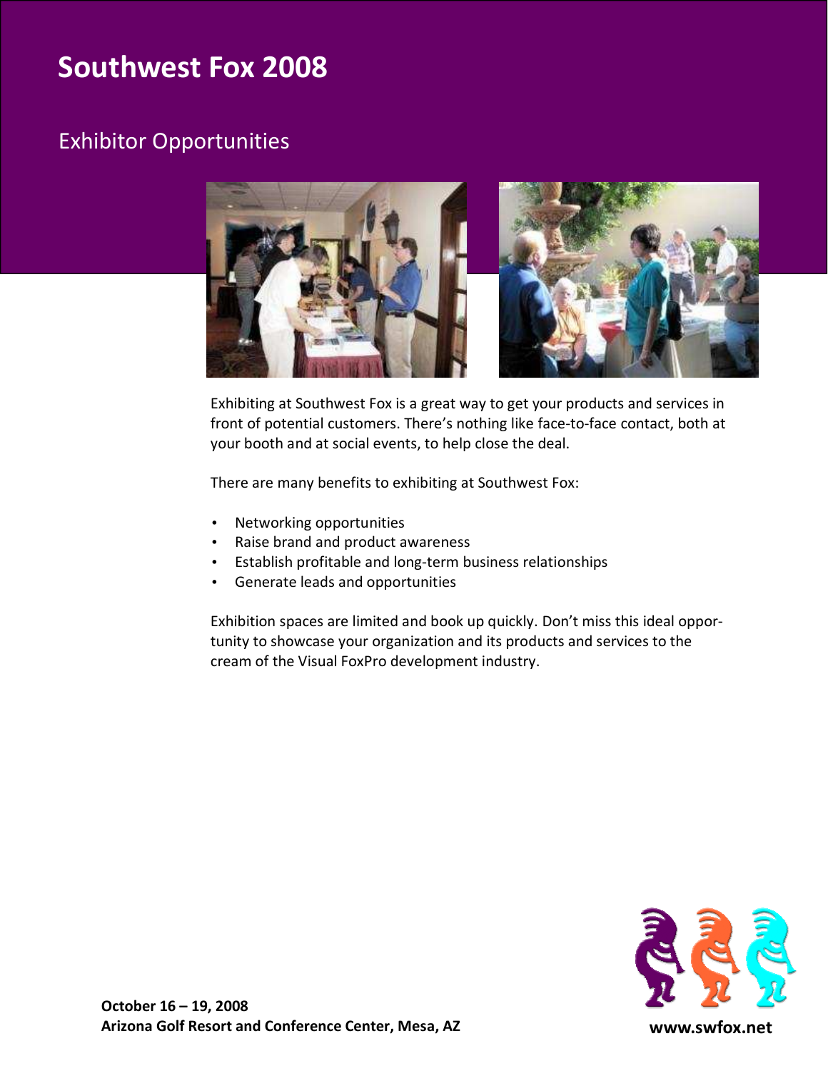# Southwest Fox 2008

## Exhibitor Opportunities

Exhibiting at Southwest Fox is a great way to get your products and services in front of potential customers. There's nothing like face-to-face contact, both at your booth and at social events, to help close the deal.

There are many benefits to exhibiting at Southwest Fox:

- Networking opportunities
- Raise brand and product awareness
- Establish profitable and long-term business relationships
- Generate leads and opportunities

Exhibition spaces are limited and book up quickly. Don't miss this ideal opportunity to showcase your organization and its products and services to the cream of the Visual FoxPro development industry.

**October 16 – 19, 2008**
**Arizona Golf Resort and Conference Center, Mesa, AZ**

**www.swfox.net**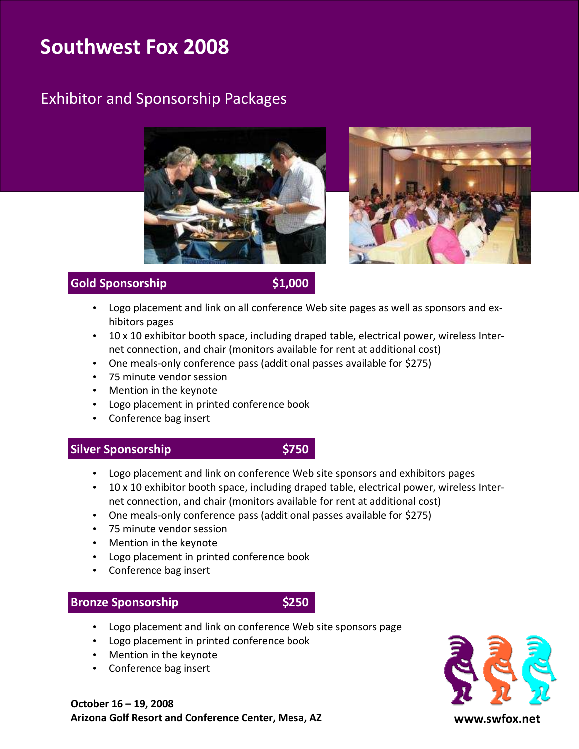# Southwest Fox 2008

## Exhibitor and Sponsorship Packages

### Gold Sponsorship $1,000

- Logo placement and link on all conference Web site pages as well as sponsors and exhibitors pages
- 10 x 10 exhibitor booth space, including draped table, electrical power, wireless Internet connection, and chair (monitors available for rent at additional cost)
- One meals-only conference pass (additional passes available for $275)
- 75 minute vendor session
- Mention in the keynote
- Logo placement in printed conference book
- Conference bag insert

### Silver Sponsorship $750

- Logo placement and link on conference Web site sponsors and exhibitors pages
- 10 x 10 exhibitor booth space, including draped table, electrical power, wireless Internet connection, and chair (monitors available for rent at additional cost)
- One meals-only conference pass (additional passes available for $275)
- 75 minute vendor session
- Mention in the keynote
- Logo placement in printed conference book
- Conference bag insert

### Bronze Sponsorship $250

- Logo placement and link on conference Web site sponsors page
- Logo placement in printed conference book
- Mention in the keynote
- Conference bag insert

**October 16 – 19, 2008**
**Arizona Golf Resort and Conference Center, Mesa, AZ**

**www.swfox.net**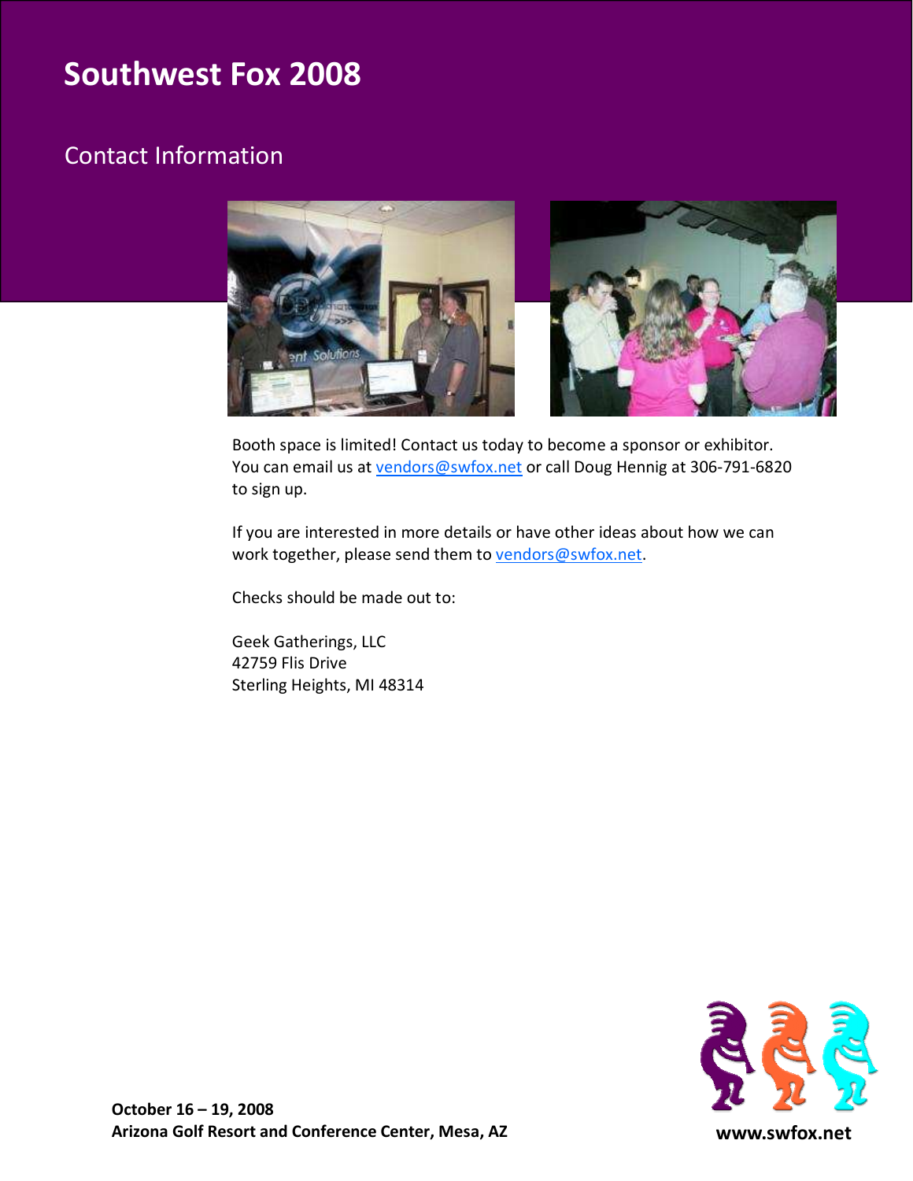# Southwest Fox 2008

## Contact Information

Booth space is limited! Contact us today to become a sponsor or exhibitor. You can email us at vendors@swfox.net or call Doug Hennig at 306-791-6820 to sign up.

If you are interested in more details or have other ideas about how we can work together, please send them to vendors@swfox.net.

Checks should be made out to:

Geek Gatherings, LLC
42759 Flis Drive
Sterling Heights, MI 48314

**October 16 – 19, 2008**
**Arizona Golf Resort and Conference Center, Mesa, AZ**

**www.swfox.net**